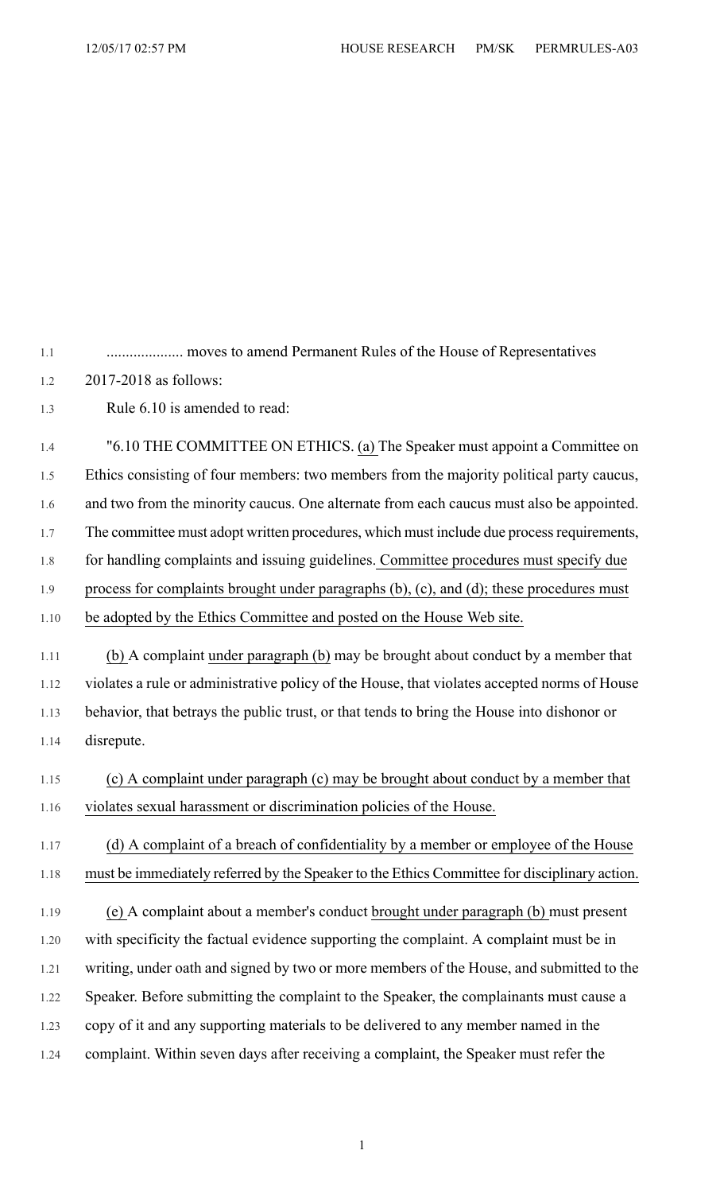.................... moves to amend Permanent Rules of the House of Representatives 2017-2018 as follows:

Rule 6.10 is amended to read:

"6.10 THE COMMITTEE ON ETHICS. <u>(a)</u> The Speaker must appoint a Committee on Ethics consisting of four members: two members from the majority political party caucus, and two from the minority caucus. One alternate from each caucus must also be appointed. The committee must adopt written procedures, which must include due process requirements, for handling complaints and issuing guidelines. <u>Committee procedures must specify due process for complaints brought under paragraphs (b), (c), and (d); these procedures must be adopted by the Ethics Committee and posted on the House Web site.</u>

<u>(b)</u> A complaint <u>under paragraph (b)</u> may be brought about conduct by a member that violates a rule or administrative policy of the House, that violates accepted norms of House behavior, that betrays the public trust, or that tends to bring the House into dishonor or disrepute.

<u>(c) A complaint under paragraph (c) may be brought about conduct by a member that violates sexual harassment or discrimination policies of the House.</u>

<u>(d) A complaint of a breach of confidentiality by a member or employee of the House must be immediately referred by the Speaker to the Ethics Committee for disciplinary action.</u>

<u>(e)</u> A complaint about a member's conduct <u>brought under paragraph (b)</u> must present with specificity the factual evidence supporting the complaint. A complaint must be in writing, under oath and signed by two or more members of the House, and submitted to the Speaker. Before submitting the complaint to the Speaker, the complainants must cause a copy of it and any supporting materials to be delivered to any member named in the complaint. Within seven days after receiving a complaint, the Speaker must refer the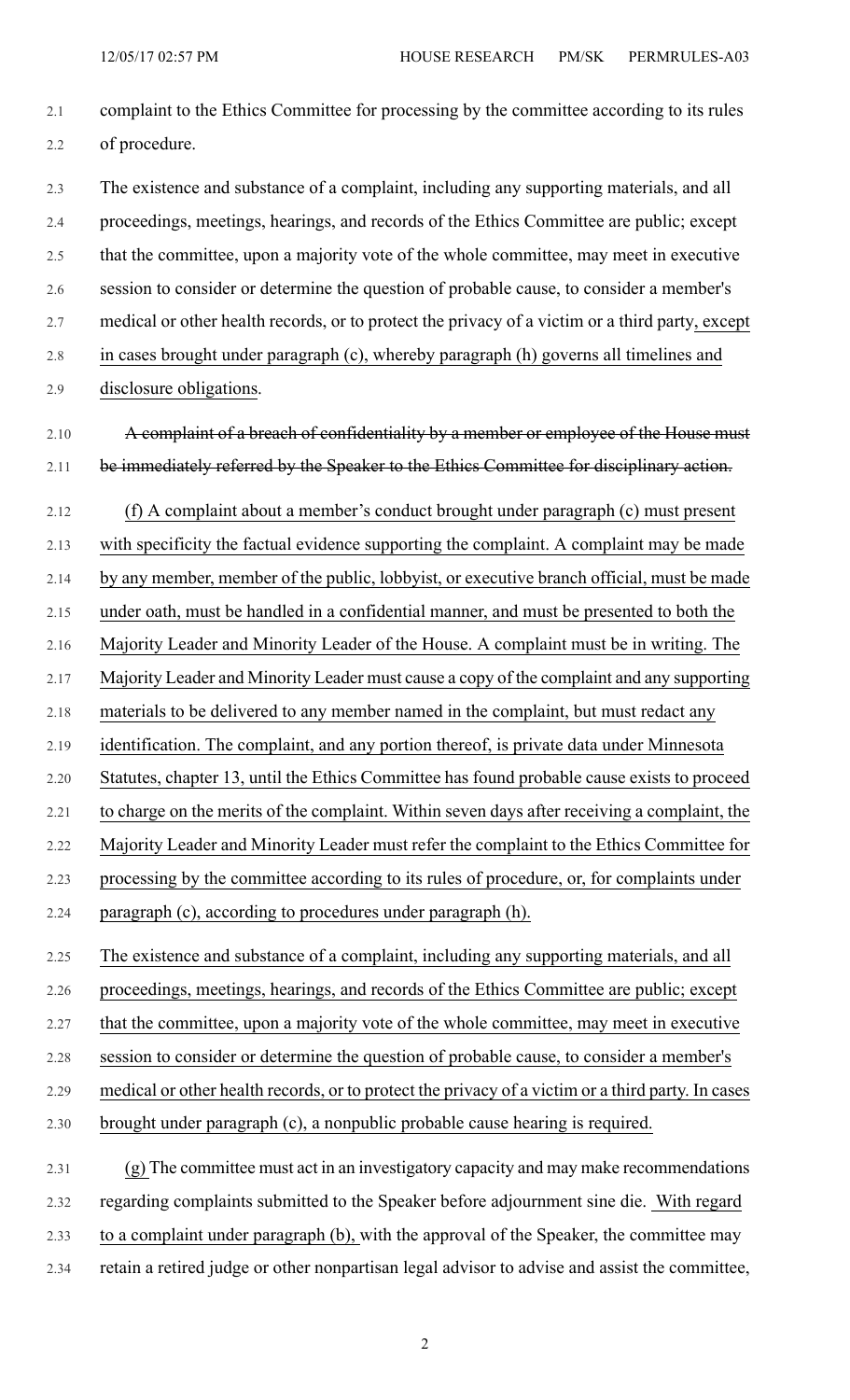complaint to the Ethics Committee for processing by the committee according to its rules of procedure.

The existence and substance of a complaint, including any supporting materials, and all proceedings, meetings, hearings, and records of the Ethics Committee are public; except that the committee, upon a majority vote of the whole committee, may meet in executive session to consider or determine the question of probable cause, to consider a member's medical or other health records, or to protect the privacy of a victim or a third party, except in cases brought under paragraph (c), whereby paragraph (h) governs all timelines and disclosure obligations.

~~A complaint of a breach of confidentiality by a member or employee of the House must be immediately referred by the Speaker to the Ethics Committee for disciplinary action.~~

(f) A complaint about a member's conduct brought under paragraph (c) must present with specificity the factual evidence supporting the complaint. A complaint may be made by any member, member of the public, lobbyist, or executive branch official, must be made under oath, must be handled in a confidential manner, and must be presented to both the Majority Leader and Minority Leader of the House. A complaint must be in writing. The Majority Leader and Minority Leader must cause a copy of the complaint and any supporting materials to be delivered to any member named in the complaint, but must redact any identification. The complaint, and any portion thereof, is private data under Minnesota Statutes, chapter 13, until the Ethics Committee has found probable cause exists to proceed to charge on the merits of the complaint. Within seven days after receiving a complaint, the Majority Leader and Minority Leader must refer the complaint to the Ethics Committee for processing by the committee according to its rules of procedure, or, for complaints under paragraph (c), according to procedures under paragraph (h).

The existence and substance of a complaint, including any supporting materials, and all proceedings, meetings, hearings, and records of the Ethics Committee are public; except that the committee, upon a majority vote of the whole committee, may meet in executive session to consider or determine the question of probable cause, to consider a member's medical or other health records, or to protect the privacy of a victim or a third party. In cases brought under paragraph (c), a nonpublic probable cause hearing is required.

(g) The committee must act in an investigatory capacity and may make recommendations regarding complaints submitted to the Speaker before adjournment sine die. With regard to a complaint under paragraph (b), with the approval of the Speaker, the committee may retain a retired judge or other nonpartisan legal advisor to advise and assist the committee,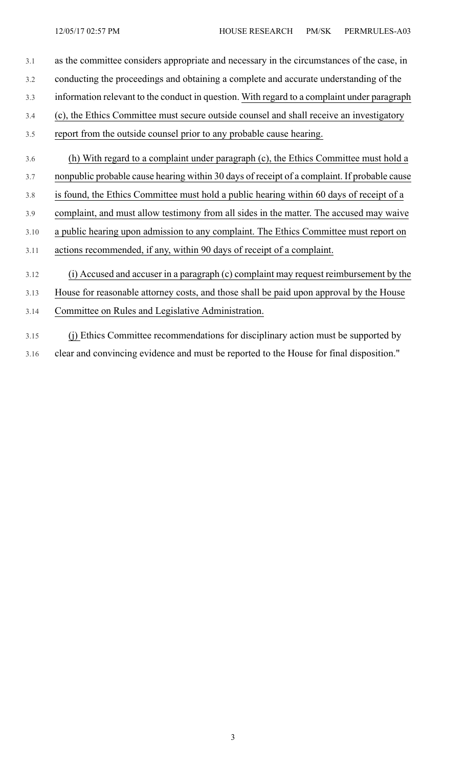as the committee considers appropriate and necessary in the circumstances of the case, in conducting the proceedings and obtaining a complete and accurate understanding of the information relevant to the conduct in question. With regard to a complaint under paragraph (c), the Ethics Committee must secure outside counsel and shall receive an investigatory report from the outside counsel prior to any probable cause hearing.

(h) With regard to a complaint under paragraph (c), the Ethics Committee must hold a nonpublic probable cause hearing within 30 days of receipt of a complaint. If probable cause is found, the Ethics Committee must hold a public hearing within 60 days of receipt of a complaint, and must allow testimony from all sides in the matter. The accused may waive a public hearing upon admission to any complaint. The Ethics Committee must report on actions recommended, if any, within 90 days of receipt of a complaint.

(i) Accused and accuser in a paragraph (c) complaint may request reimbursement by the House for reasonable attorney costs, and those shall be paid upon approval by the House Committee on Rules and Legislative Administration.

(j) Ethics Committee recommendations for disciplinary action must be supported by clear and convincing evidence and must be reported to the House for final disposition."